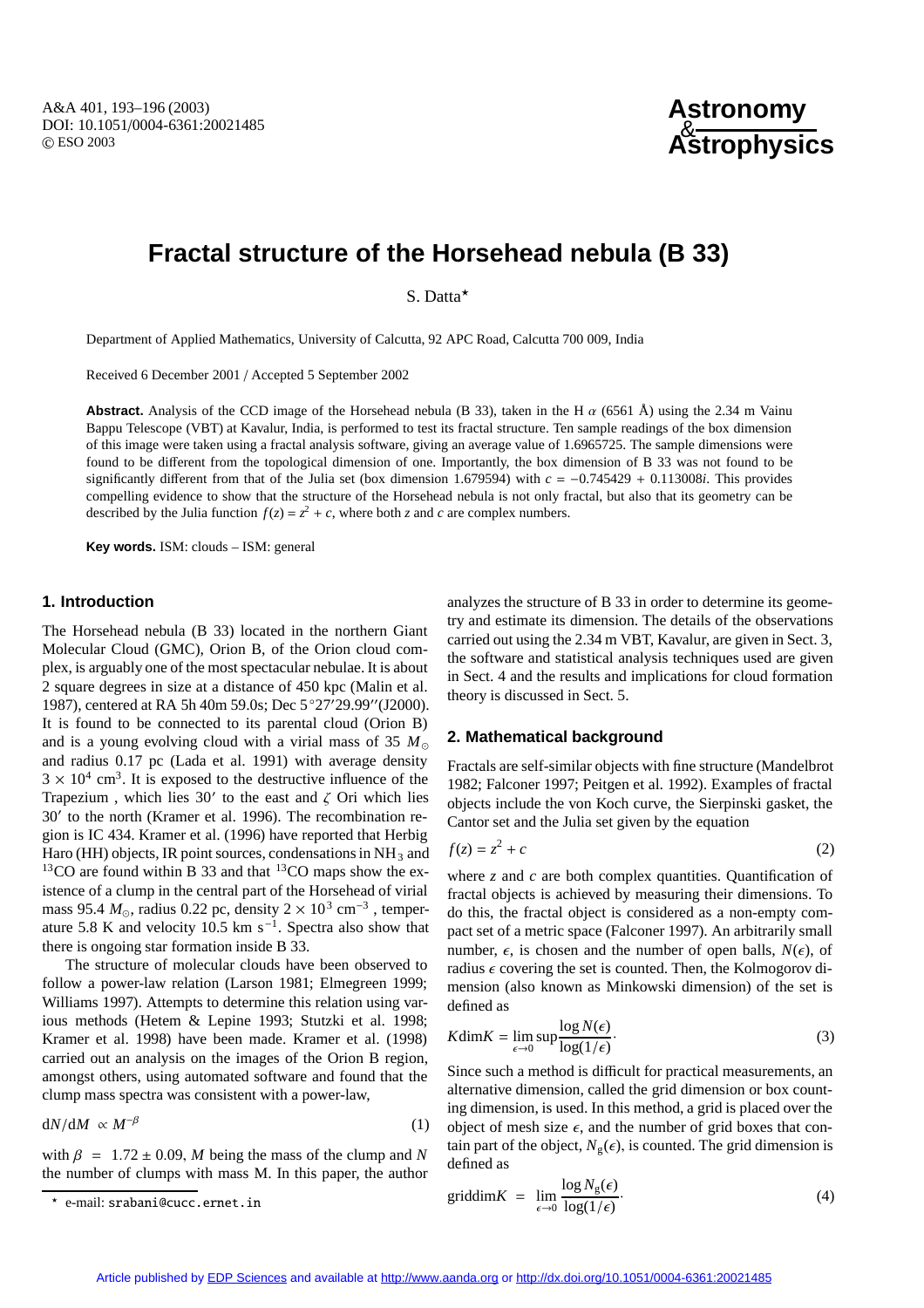# Fractal structure of the Horsehead nebula (B 33)

S. Datta*

Department of Applied Mathematics, University of Calcutta, 92 APC Road, Calcutta 700 009, India

Received 6 December 2001 / Accepted 5 September 2002

**Abstract.** Analysis of the CCD image of the Horsehead nebula (B 33), taken in the H $\alpha$ (6561 Å) using the 2.34 m Vainu Bappu Telescope (VBT) at Kavalur, India, is performed to test its fractal structure. Ten sample readings of the box dimension of this image were taken using a fractal analysis software, giving an average value of 1.6965725. The sample dimensions were found to be different from the topological dimension of one. Importantly, the box dimension of B 33 was not found to be significantly different from that of the Julia set (box dimension 1.679594) with $c = -0.745429 + 0.113008i$. This provides compelling evidence to show that the structure of the Horsehead nebula is not only fractal, but also that its geometry can be described by the Julia function $f(z) = z^2 + c$, where both $z$ and $c$ are complex numbers.

**Key words.** ISM: clouds – ISM: general

## 1. Introduction

The Horsehead nebula (B 33) located in the northern Giant Molecular Cloud (GMC), Orion B, of the Orion cloud complex, is arguably one of the most spectacular nebulae. It is about 2 square degrees in size at a distance of 450 kpc (Malin et al. 1987), centered at RA 5h 40m 59.0s; Dec 5°27′29.99′′(J2000). It is found to be connected to its parental cloud (Orion B) and is a young evolving cloud with a virial mass of 35 $M_\odot$ and radius 0.17 pc (Lada et al. 1991) with average density $3 \times 10^4$ cm$^3$. It is exposed to the destructive influence of the Trapezium , which lies 30′ to the east and $\zeta$ Ori which lies 30′ to the north (Kramer et al. 1996). The recombination region is IC 434. Kramer et al. (1996) have reported that Herbig Haro (HH) objects, IR point sources, condensations in $NH_3$ and $^{13}$CO are found within B 33 and that $^{13}$CO maps show the existence of a clump in the central part of the Horsehead of virial mass 95.4 $M_\odot$, radius 0.22 pc, density $2 \times 10^3$ cm$^{-3}$ , temperature 5.8 K and velocity 10.5 km s$^{-1}$. Spectra also show that there is ongoing star formation inside B 33.

The structure of molecular clouds have been observed to follow a power-law relation (Larson 1981; Elmegreen 1999; Williams 1997). Attempts to determine this relation using various methods (Hetem & Lepine 1993; Stutzki et al. 1998; Kramer et al. 1998) have been made. Kramer et al. (1998) carried out an analysis on the images of the Orion B region, amongst others, using automated software and found that the clump mass spectra was consistent with a power-law,

$$dN/dM \propto M^{-\beta} \tag{1}$$

with $\beta = 1.72 \pm 0.09$, $M$ being the mass of the clump and $N$ the number of clumps with mass M. In this paper, the author analyzes the structure of B 33 in order to determine its geometry and estimate its dimension. The details of the observations carried out using the 2.34 m VBT, Kavalur, are given in Sect. 3, the software and statistical analysis techniques used are given in Sect. 4 and the results and implications for cloud formation theory is discussed in Sect. 5.

## 2. Mathematical background

Fractals are self-similar objects with fine structure (Mandelbrot 1982; Falconer 1997; Peitgen et al. 1992). Examples of fractal objects include the von Koch curve, the Sierpinski gasket, the Cantor set and the Julia set given by the equation

$$f(z) = z^2 + c \tag{2}$$

where $z$ and $c$ are both complex quantities. Quantification of fractal objects is achieved by measuring their dimensions. To do this, the fractal object is considered as a non-empty compact set of a metric space (Falconer 1997). An arbitrarily small number, $\epsilon$, is chosen and the number of open balls, $N(\epsilon)$, of radius $\epsilon$ covering the set is counted. Then, the Kolmogorov dimension (also known as Minkowski dimension) of the set is defined as

$$K\mathrm{dim}K = \lim_{\epsilon \to 0} \sup \frac{\log N(\epsilon)}{\log(1/\epsilon)}. \tag{3}$$

Since such a method is difficult for practical measurements, an alternative dimension, called the grid dimension or box counting dimension, is used. In this method, a grid is placed over the object of mesh size $\epsilon$, and the number of grid boxes that contain part of the object, $N_g(\epsilon)$, is counted. The grid dimension is defined as

$$\mathrm{griddim}K = \lim_{\epsilon \to 0} \frac{\log N_g(\epsilon)}{\log(1/\epsilon)}. \tag{4}$$

* e-mail: srabani@cucc.ernet.in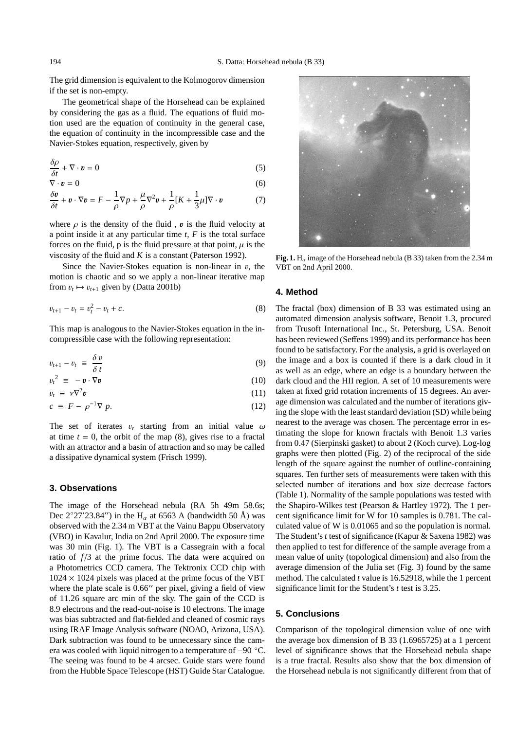The grid dimension is equivalent to the Kolmogorov dimension if the set is non-empty.

The geometrical shape of the Horsehead can be explained by considering the gas as a fluid. The equations of fluid motion used are the equation of continuity in the general case, the equation of continuity in the incompressible case and the Navier-Stokes equation, respectively, given by

$$\frac{\delta\rho}{\delta t} + \nabla \cdot \boldsymbol{v} = 0 \tag{5}$$

$$\nabla \cdot \boldsymbol{v} = 0 \tag{6}$$

$$\frac{\delta \boldsymbol{v}}{\delta t} + \boldsymbol{v} \cdot \nabla \boldsymbol{v} = F - \frac{1}{\rho}\nabla p + \frac{\mu}{\rho}\nabla^2 \boldsymbol{v} + \frac{1}{\rho}[K + \frac{1}{3}\mu]\nabla \cdot \boldsymbol{v} \tag{7}$$

where $\rho$ is the density of the fluid , $\boldsymbol{v}$ is the fluid velocity at a point inside it at any particular time $t$, $F$ is the total surface forces on the fluid, p is the fluid pressure at that point, $\mu$ is the viscosity of the fluid and $K$ is a constant (Paterson 1992).

Since the Navier-Stokes equation is non-linear in $v$, the motion is chaotic and so we apply a non-linear iterative map from $v_t \mapsto v_{t+1}$ given by (Datta 2001b)

$$v_{t+1} - v_t = v_t^2 - v_t + c. \tag{8}$$

This map is analogous to the Navier-Stokes equation in the incompressible case with the following representation:

$$v_{t+1} - v_t \equiv \frac{\delta v}{\delta t} \tag{9}$$

$${v_t}^2 \equiv -\boldsymbol{v} \cdot \nabla \boldsymbol{v} \tag{10}$$

$$v_t \equiv \nu \nabla^2 \boldsymbol{v} \tag{11}$$

$$c \equiv F - \rho^{-1} \nabla p. \tag{12}$$

The set of iterates $v_t$ starting from an initial value $\omega$ at time $t = 0$, the orbit of the map (8), gives rise to a fractal with an attractor and a basin of attraction and so may be called a dissipative dynamical system (Frisch 1999).

## 3. Observations

The image of the Horsehead nebula (RA 5h 49m 58.6s; Dec 2°27′23.84′′) in the $H_\alpha$ at 6563 A (bandwidth 50 Å) was observed with the 2.34 m VBT at the Vainu Bappu Observatory (VBO) in Kavalur, India on 2nd April 2000. The exposure time was 30 min (Fig. 1). The VBT is a Cassegrain with a focal ratio of $f/3$ at the prime focus. The data were acquired on a Photometrics CCD camera. The Tektronix CCD chip with $1024 \times 1024$ pixels was placed at the prime focus of the VBT where the plate scale is 0.66′′ per pixel, giving a field of view of 11.26 square arc min of the sky. The gain of the CCD is 8.9 electrons and the read-out-noise is 10 electrons. The image was bias subtracted and flat-fielded and cleaned of cosmic rays using IRAF Image Analysis software (NOAO, Arizona, USA). Dark subtraction was found to be unnecessary since the camera was cooled with liquid nitrogen to a temperature of −90 °C. The seeing was found to be 4 arcsec. Guide stars were found from the Hubble Space Telescope (HST) Guide Star Catalogue.

**Fig. 1.** $H_\alpha$ image of the Horsehead nebula (B 33) taken from the 2.34 m VBT on 2nd April 2000.

## 4. Method

The fractal (box) dimension of B 33 was estimated using an automated dimension analysis software, Benoit 1.3, procured from Trusoft International Inc., St. Petersburg, USA. Benoit has been reviewed (Seffens 1999) and its performance has been found to be satisfactory. For the analysis, a grid is overlayed on the image and a box is counted if there is a dark cloud in it as well as an edge, where an edge is a boundary between the dark cloud and the HII region. A set of 10 measurements were taken at fixed grid rotation increments of 15 degrees. An average dimension was calculated and the number of iterations giving the slope with the least standard deviation (SD) while being nearest to the average was chosen. The percentage error in estimating the slope for known fractals with Benoit 1.3 varies from 0.47 (Sierpinski gasket) to about 2 (Koch curve). Log-log graphs were then plotted (Fig. 2) of the reciprocal of the side length of the square against the number of outline-containing squares. Ten further sets of measurements were taken with this selected number of iterations and box size decrease factors (Table 1). Normality of the sample populations was tested with the Shapiro-Wilkes test (Pearson & Hartley 1972). The 1 percent significance limit for W for 10 samples is 0.781. The calculated value of W is 0.01065 and so the population is normal. The Student's $t$ test of significance (Kapur & Saxena 1982) was then applied to test for difference of the sample average from a mean value of unity (topological dimension) and also from the average dimension of the Julia set (Fig. 3) found by the same method. The calculated $t$ value is 16.52918, while the 1 percent significance limit for the Student's $t$ test is 3.25.

## 5. Conclusions

Comparison of the topological dimension value of one with the average box dimension of B 33 (1.6965725) at a 1 percent level of significance shows that the Horsehead nebula shape is a true fractal. Results also show that the box dimension of the Horsehead nebula is not significantly different from that of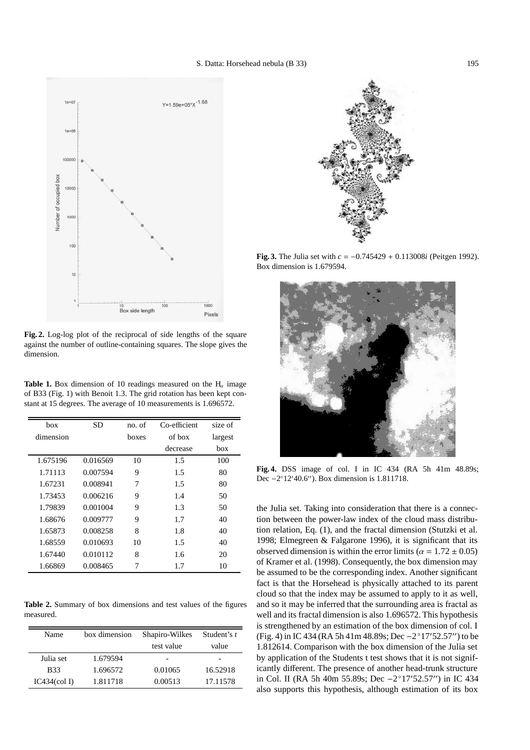Fig. 2. Log-log plot of the reciprocal of side lengths of the square against the number of outline-containing squares. The slope gives the dimension.

**Table 1.** Box dimension of 10 readings measured on the $H_\alpha$ image of B33 (Fig. 1) with Benoit 1.3. The grid rotation has been kept constant at 15 degrees. The average of 10 measurements is 1.696572.

| box dimension | SD | no. of boxes | Co-efficient of box decrease | size of largest box |
|---|---|---|---|---|
| 1.675196 | 0.016569 | 10 | 1.5 | 100 |
| 1.71113 | 0.007594 | 9 | 1.5 | 80 |
| 1.67231 | 0.008941 | 7 | 1.5 | 80 |
| 1.73453 | 0.006216 | 9 | 1.4 | 50 |
| 1.79839 | 0.001004 | 9 | 1.3 | 50 |
| 1.68676 | 0.009777 | 9 | 1.7 | 40 |
| 1.65873 | 0.008258 | 8 | 1.8 | 40 |
| 1.68559 | 0.010693 | 10 | 1.5 | 40 |
| 1.67440 | 0.010112 | 8 | 1.6 | 20 |
| 1.66869 | 0.008465 | 7 | 1.7 | 10 |

**Table 2.** Summary of box dimensions and test values of the figures measured.

| Name | box dimension | Shapiro-Wilkes test value | Student's *t* value |
|---|---|---|---|
| Julia set | 1.679594 | - | - |
| B33 | 1.696572 | 0.01065 | 16.52918 |
| IC434(col I) | 1.811718 | 0.00513 | 17.11578 |

**Fig. 3.** The Julia set with $c = -0.745429 + 0.113008i$ (Peitgen 1992). Box dimension is 1.679594.

**Fig. 4.** DSS image of col. I in IC 434 (RA 5h 41m 48.89s; Dec $-2^\circ 12' 40.6''$). Box dimension is 1.811718.

the Julia set. Taking into consideration that there is a connection between the power-law index of the cloud mass distribution relation, Eq. (1), and the fractal dimension (Stutzki et al. 1998; Elmegreen & Falgarone 1996), it is significant that its observed dimension is within the error limits ($\alpha = 1.72 \pm 0.05$) of Kramer et al. (1998). Consequently, the box dimension may be assumed to be the corresponding index. Another significant fact is that the Horsehead is physically attached to its parent cloud so that the index may be assumed to apply to it as well, and so it may be inferred that the surrounding area is fractal as well and its fractal dimension is also 1.696572. This hypothesis is strengthened by an estimation of the box dimension of col. I (Fig. 4) in IC 434 (RA 5h 41m 48.89s; Dec $-2^\circ 17' 52.57''$) to be 1.812614. Comparison with the box dimension of the Julia set by application of the Students t test shows that it is not significantly different. The presence of another head-trunk structure in Col. II (RA 5h 40m 55.89s; Dec $-2^\circ 17' 52.57''$) in IC 434 also supports this hypothesis, although estimation of its box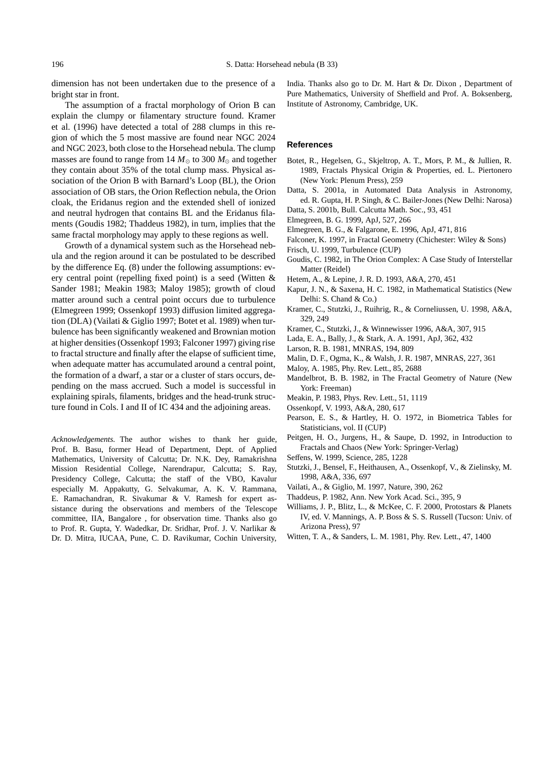dimension has not been undertaken due to the presence of a bright star in front.

The assumption of a fractal morphology of Orion B can explain the clumpy or filamentary structure found. Kramer et al. (1996) have detected a total of 288 clumps in this region of which the 5 most massive are found near NGC 2024 and NGC 2023, both close to the Horsehead nebula. The clump masses are found to range from 14 $M_\odot$ to 300 $M_\odot$ and together they contain about 35% of the total clump mass. Physical association of the Orion B with Barnard's Loop (BL), the Orion association of OB stars, the Orion Reflection nebula, the Orion cloak, the Eridanus region and the extended shell of ionized and neutral hydrogen that contains BL and the Eridanus filaments (Goudis 1982; Thaddeus 1982), in turn, implies that the same fractal morphology may apply to these regions as well.

Growth of a dynamical system such as the Horsehead nebula and the region around it can be postulated to be described by the difference Eq. (8) under the following assumptions: every central point (repelling fixed point) is a seed (Witten & Sander 1981; Meakin 1983; Maloy 1985); growth of cloud matter around such a central point occurs due to turbulence (Elmegreen 1999; Ossenkopf 1993) diffusion limited aggregation (DLA) (Vailati & Giglio 1997; Botet et al. 1989) when turbulence has been significantly weakened and Brownian motion at higher densities (Ossenkopf 1993; Falconer 1997) giving rise to fractal structure and finally after the elapse of sufficient time, when adequate matter has accumulated around a central point, the formation of a dwarf, a star or a cluster of stars occurs, depending on the mass accrued. Such a model is successful in explaining spirals, filaments, bridges and the head-trunk structure found in Cols. I and II of IC 434 and the adjoining areas.

*Acknowledgements.* The author wishes to thank her guide, Prof. B. Basu, former Head of Department, Dept. of Applied Mathematics, University of Calcutta; Dr. N.K. Dey, Ramakrishna Mission Residential College, Narendrapur, Calcutta; S. Ray, Presidency College, Calcutta; the staff of the VBO, Kavalur especially M. Appakutty, G. Selvakumar, A. K. V. Rammana, E. Ramachandran, R. Sivakumar & V. Ramesh for expert assistance during the observations and members of the Telescope committee, IIA, Bangalore , for observation time. Thanks also go to Prof. R. Gupta, Y. Wadedkar, Dr. Sridhar, Prof. J. V. Narlikar & Dr. D. Mitra, IUCAA, Pune, C. D. Ravikumar, Cochin University, India. Thanks also go to Dr. M. Hart & Dr. Dixon , Department of Pure Mathematics, University of Sheffield and Prof. A. Boksenberg, Institute of Astronomy, Cambridge, UK.

## References

Botet, R., Hegelsen, G., Skjeltrop, A. T., Mors, P. M., & Jullien, R. 1989, Fractals Physical Origin & Properties, ed. L. Piertonero (New York: Plenum Press), 259

Datta, S. 2001a, in Automated Data Analysis in Astronomy, ed. R. Gupta, H. P. Singh, & C. Bailer-Jones (New Delhi: Narosa)

Datta, S. 2001b, Bull. Calcutta Math. Soc., 93, 451

Elmegreen, B. G. 1999, ApJ, 527, 266

Elmegreen, B. G., & Falgarone, E. 1996, ApJ, 471, 816

Falconer, K. 1997, in Fractal Geometry (Chichester: Wiley & Sons)

Frisch, U. 1999, Turbulence (CUP)

Goudis, C. 1982, in The Orion Complex: A Case Study of Interstellar Matter (Reidel)

Hetem, A., & Lepine, J. R. D. 1993, A&A, 270, 451

Kapur, J. N., & Saxena, H. C. 1982, in Mathematical Statistics (New Delhi: S. Chand & Co.)

Kramer, C., Stutzki, J., Ruihrig, R., & Corneliussen, U. 1998, A&A, 329, 249

Kramer, C., Stutzki, J., & Winnewisser 1996, A&A, 307, 915

Lada, E. A., Bally, J., & Stark, A. A. 1991, ApJ, 362, 432

Larson, R. B. 1981, MNRAS, 194, 809

Malin, D. F., Ogma, K., & Walsh, J. R. 1987, MNRAS, 227, 361

Maloy, A. 1985, Phy. Rev. Lett., 85, 2688

Mandelbrot, B. B. 1982, in The Fractal Geometry of Nature (New York: Freeman)

Meakin, P. 1983, Phys. Rev. Lett., 51, 1119

Ossenkopf, V. 1993, A&A, 280, 617

Pearson, E. S., & Hartley, H. O. 1972, in Biometrica Tables for Statisticians, vol. II (CUP)

Peitgen, H. O., Jurgens, H., & Saupe, D. 1992, in Introduction to Fractals and Chaos (New York: Springer-Verlag)

Seffens, W. 1999, Science, 285, 1228

Stutzki, J., Bensel, F., Heithausen, A., Ossenkopf, V., & Zielinsky, M. 1998, A&A, 336, 697

Vailati, A., & Giglio, M. 1997, Nature, 390, 262

Thaddeus, P. 1982, Ann. New York Acad. Sci., 395, 9

Williams, J. P., Blitz, L., & McKee, C. F. 2000, Protostars & Planets IV, ed. V. Mannings, A. P. Boss & S. S. Russell (Tucson: Univ. of Arizona Press), 97

Witten, T. A., & Sanders, L. M. 1981, Phy. Rev. Lett., 47, 1400